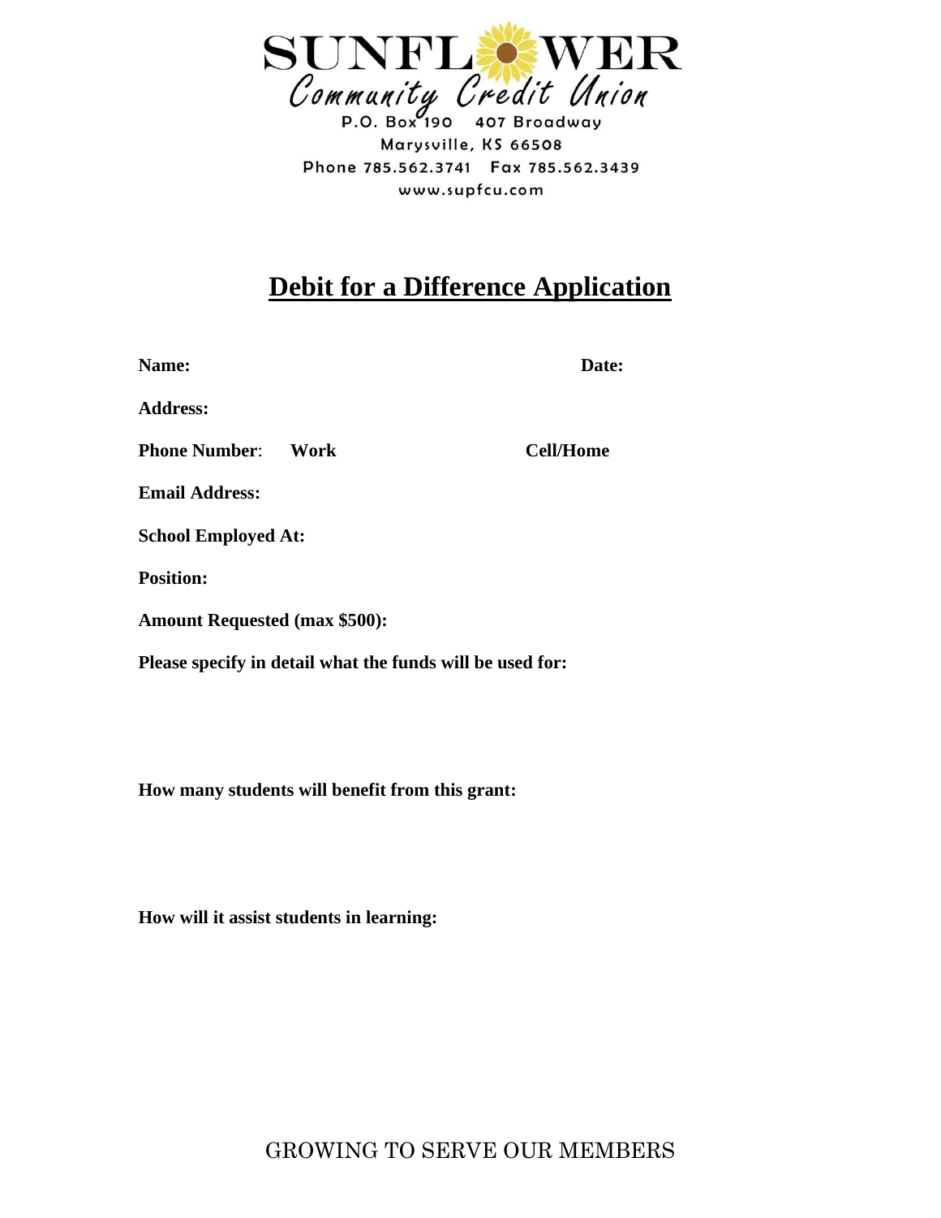SUNFLOWER

Community Credit Union

P.O. Box 190 407 Broadway

Marysville, KS 66508

Phone 785.562.3741 Fax 785.562.3439

www.supfcu.com

# Debit for a Difference Application

**Name:** **Date:**

**Address:**

**Phone Number**: **Work** **Cell/Home**

**Email Address:**

**School Employed At:**

**Position:**

**Amount Requested (max $500):**

**Please specify in detail what the funds will be used for:**

**How many students will benefit from this grant:**

**How will it assist students in learning:**

GROWING TO SERVE OUR MEMBERS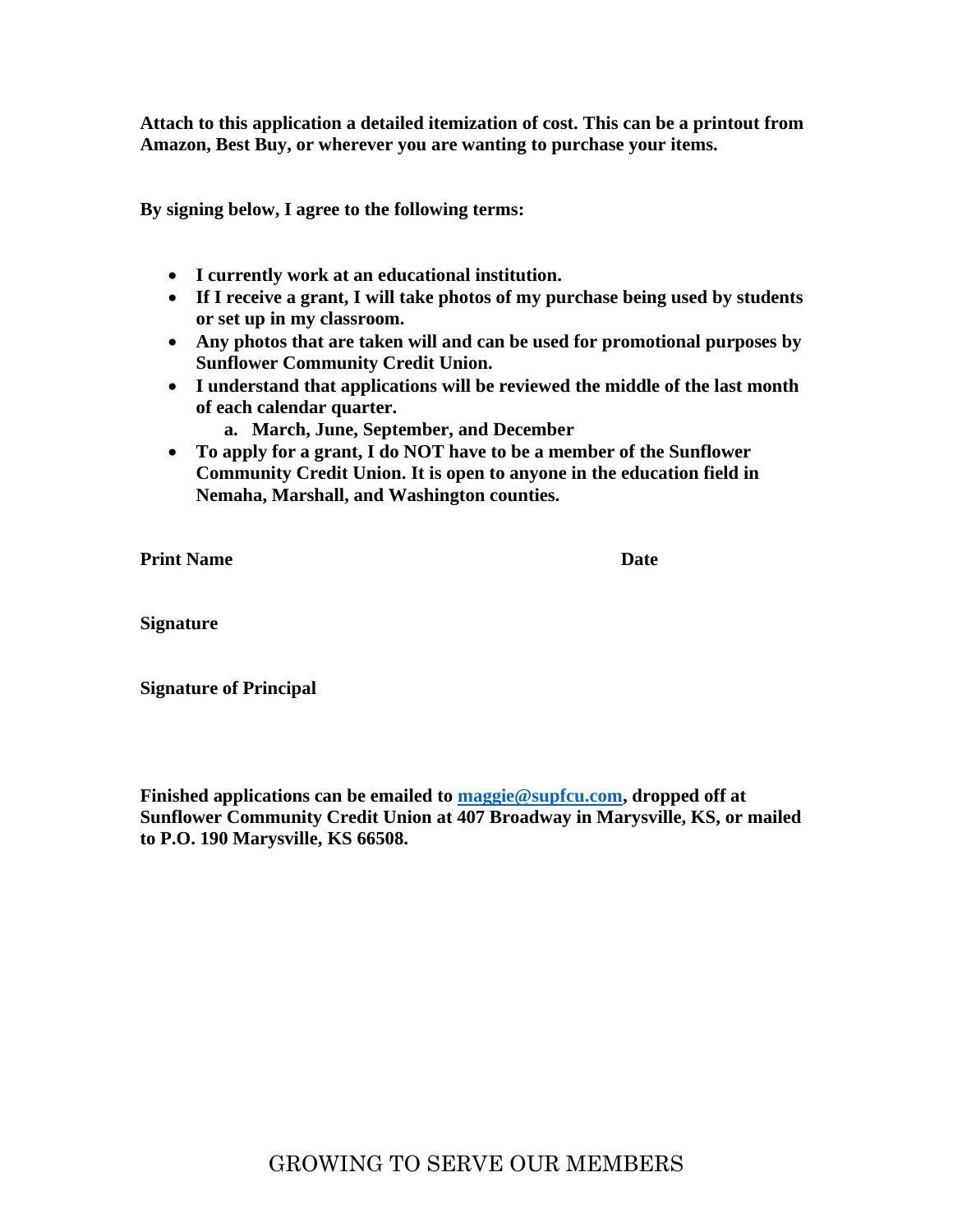**Attach to this application a detailed itemization of cost. This can be a printout from Amazon, Best Buy, or wherever you are wanting to purchase your items.**

**By signing below, I agree to the following terms:**

- **I currently work at an educational institution.**
- **If I receive a grant, I will take photos of my purchase being used by students or set up in my classroom.**
- **Any photos that are taken will and can be used for promotional purposes by Sunflower Community Credit Union.**
- **I understand that applications will be reviewed the middle of the last month of each calendar quarter.**
  a. **March, June, September, and December**
- **To apply for a grant, I do NOT have to be a member of the Sunflower Community Credit Union. It is open to anyone in the education field in Nemaha, Marshall, and Washington counties.**

**Print Name** **Date**

**Signature**

**Signature of Principal**

**Finished applications can be emailed to [maggie@supfcu.com](mailto:maggie@supfcu.com), dropped off at Sunflower Community Credit Union at 407 Broadway in Marysville, KS, or mailed to P.O. 190 Marysville, KS 66508.**

GROWING TO SERVE OUR MEMBERS